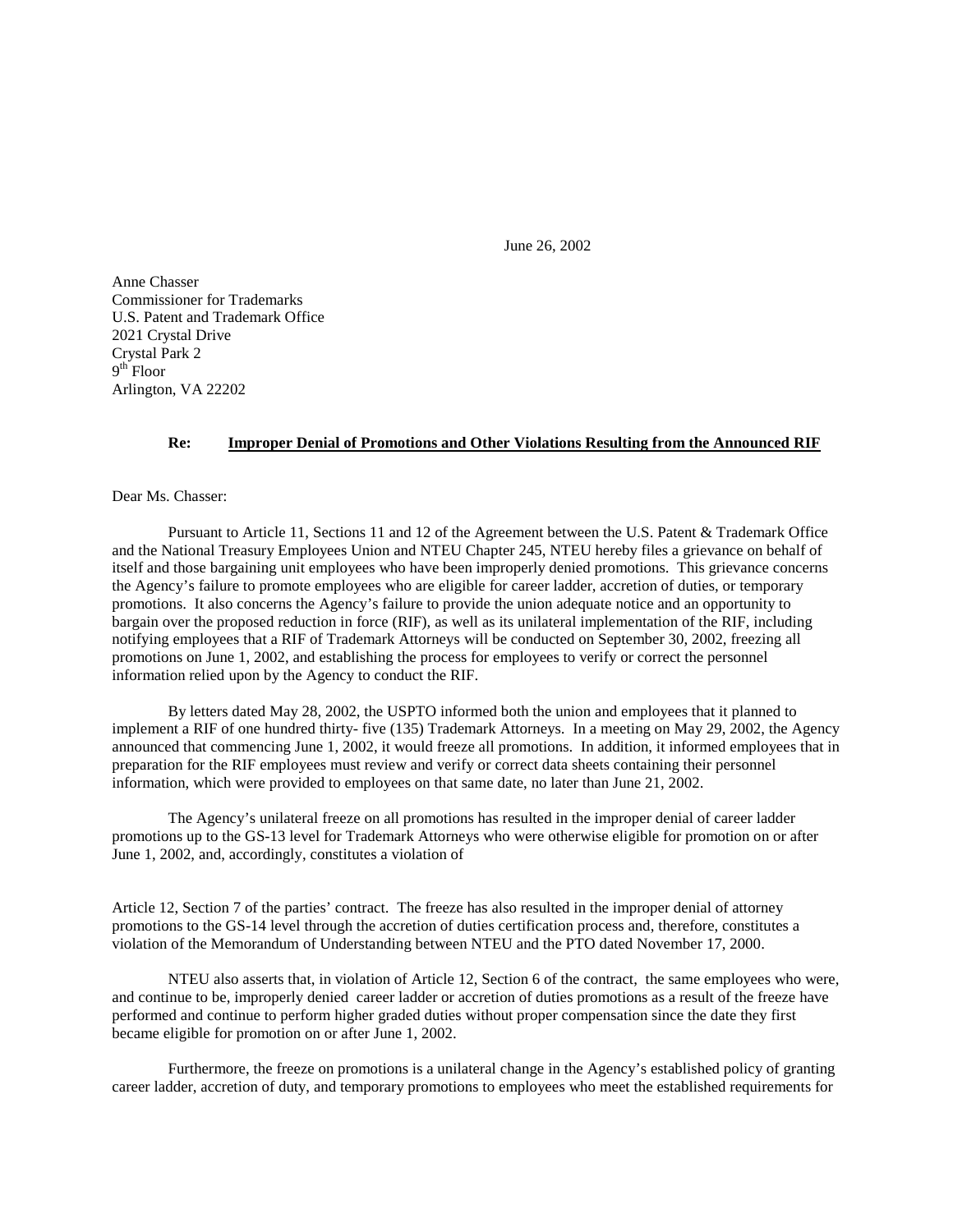June 26, 2002

Anne Chasser
Commissioner for Trademarks
U.S. Patent and Trademark Office
2021 Crystal Drive
Crystal Park 2
9th Floor
Arlington, VA 22202

**Re: Improper Denial of Promotions and Other Violations Resulting from the Announced RIF**

Dear Ms. Chasser:

Pursuant to Article 11, Sections 11 and 12 of the Agreement between the U.S. Patent & Trademark Office and the National Treasury Employees Union and NTEU Chapter 245, NTEU hereby files a grievance on behalf of itself and those bargaining unit employees who have been improperly denied promotions. This grievance concerns the Agency's failure to promote employees who are eligible for career ladder, accretion of duties, or temporary promotions. It also concerns the Agency's failure to provide the union adequate notice and an opportunity to bargain over the proposed reduction in force (RIF), as well as its unilateral implementation of the RIF, including notifying employees that a RIF of Trademark Attorneys will be conducted on September 30, 2002, freezing all promotions on June 1, 2002, and establishing the process for employees to verify or correct the personnel information relied upon by the Agency to conduct the RIF.

By letters dated May 28, 2002, the USPTO informed both the union and employees that it planned to implement a RIF of one hundred thirty- five (135) Trademark Attorneys. In a meeting on May 29, 2002, the Agency announced that commencing June 1, 2002, it would freeze all promotions. In addition, it informed employees that in preparation for the RIF employees must review and verify or correct data sheets containing their personnel information, which were provided to employees on that same date, no later than June 21, 2002.

The Agency's unilateral freeze on all promotions has resulted in the improper denial of career ladder promotions up to the GS-13 level for Trademark Attorneys who were otherwise eligible for promotion on or after June 1, 2002, and, accordingly, constitutes a violation of Article 12, Section 7 of the parties' contract. The freeze has also resulted in the improper denial of attorney promotions to the GS-14 level through the accretion of duties certification process and, therefore, constitutes a violation of the Memorandum of Understanding between NTEU and the PTO dated November 17, 2000.

NTEU also asserts that, in violation of Article 12, Section 6 of the contract, the same employees who were, and continue to be, improperly denied career ladder or accretion of duties promotions as a result of the freeze have performed and continue to perform higher graded duties without proper compensation since the date they first became eligible for promotion on or after June 1, 2002.

Furthermore, the freeze on promotions is a unilateral change in the Agency's established policy of granting career ladder, accretion of duty, and temporary promotions to employees who meet the established requirements for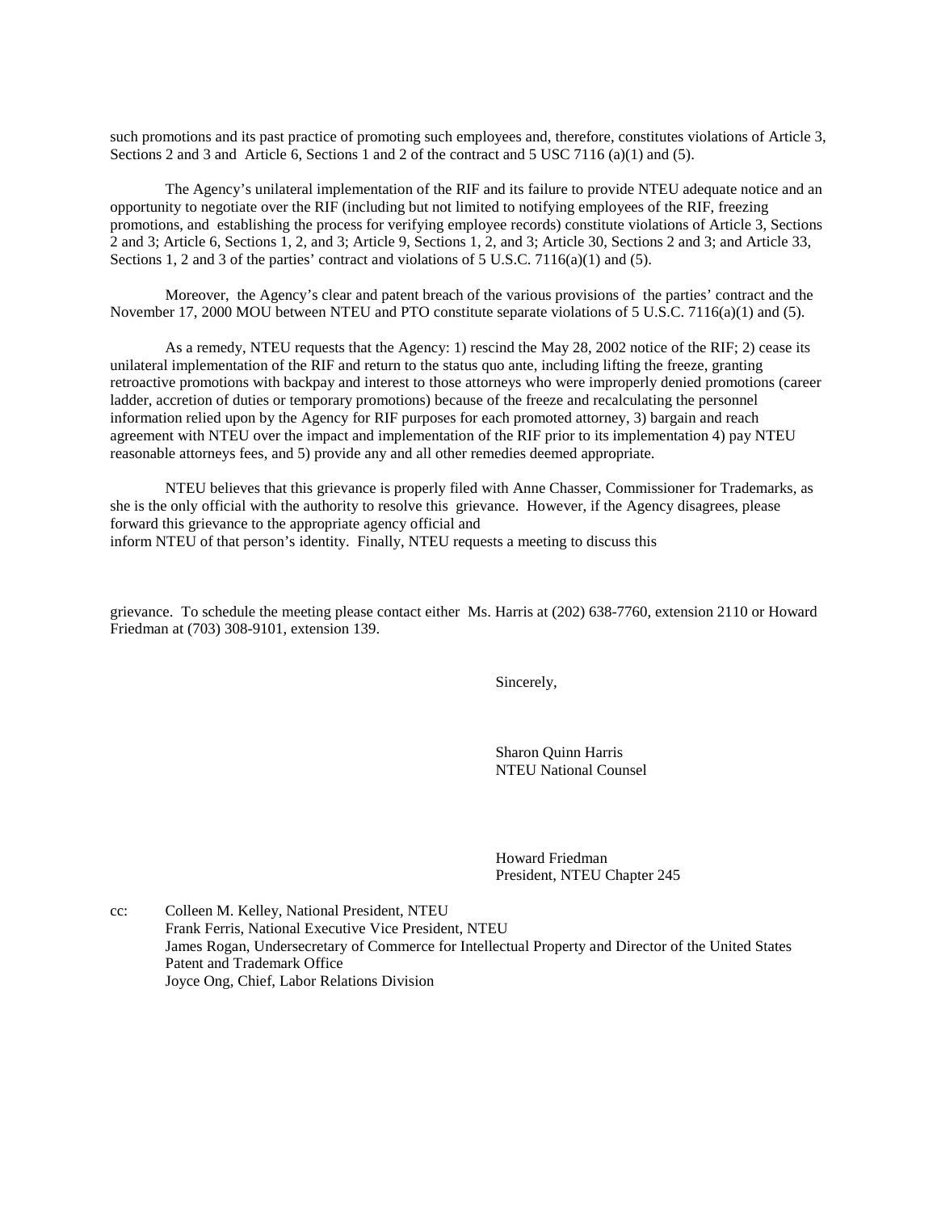such promotions and its past practice of promoting such employees and, therefore, constitutes violations of Article 3, Sections 2 and 3 and Article 6, Sections 1 and 2 of the contract and 5 USC 7116 (a)(1) and (5).

The Agency's unilateral implementation of the RIF and its failure to provide NTEU adequate notice and an opportunity to negotiate over the RIF (including but not limited to notifying employees of the RIF, freezing promotions, and establishing the process for verifying employee records) constitute violations of Article 3, Sections 2 and 3; Article 6, Sections 1, 2, and 3; Article 9, Sections 1, 2, and 3; Article 30, Sections 2 and 3; and Article 33, Sections 1, 2 and 3 of the parties' contract and violations of 5 U.S.C. 7116(a)(1) and (5).

Moreover, the Agency's clear and patent breach of the various provisions of the parties' contract and the November 17, 2000 MOU between NTEU and PTO constitute separate violations of 5 U.S.C. 7116(a)(1) and (5).

As a remedy, NTEU requests that the Agency: 1) rescind the May 28, 2002 notice of the RIF; 2) cease its unilateral implementation of the RIF and return to the status quo ante, including lifting the freeze, granting retroactive promotions with backpay and interest to those attorneys who were improperly denied promotions (career ladder, accretion of duties or temporary promotions) because of the freeze and recalculating the personnel information relied upon by the Agency for RIF purposes for each promoted attorney, 3) bargain and reach agreement with NTEU over the impact and implementation of the RIF prior to its implementation 4) pay NTEU reasonable attorneys fees, and 5) provide any and all other remedies deemed appropriate.

NTEU believes that this grievance is properly filed with Anne Chasser, Commissioner for Trademarks, as she is the only official with the authority to resolve this grievance. However, if the Agency disagrees, please forward this grievance to the appropriate agency official and inform NTEU of that person's identity. Finally, NTEU requests a meeting to discuss this grievance. To schedule the meeting please contact either Ms. Harris at (202) 638-7760, extension 2110 or Howard Friedman at (703) 308-9101, extension 139.

Sincerely,

Sharon Quinn Harris
NTEU National Counsel

Howard Friedman
President, NTEU Chapter 245

cc: Colleen M. Kelley, National President, NTEU
Frank Ferris, National Executive Vice President, NTEU
James Rogan, Undersecretary of Commerce for Intellectual Property and Director of the United States Patent and Trademark Office
Joyce Ong, Chief, Labor Relations Division